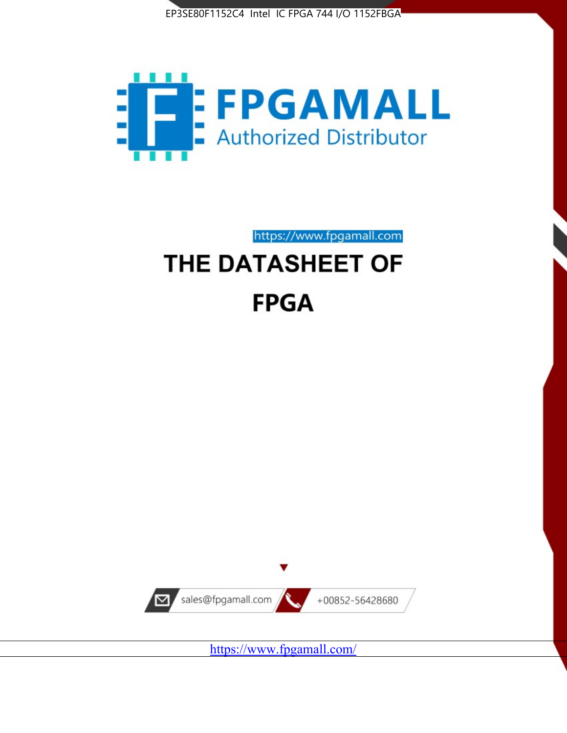EP3SE80F1152C4 Intel IC FPGA 744 I/O 1152FBGA

FPGAMALL

Authorized Distributor

https://www.fpgamall.com

# THE DATASHEET OF

# FPGA

sales@fpgamall.com

+00852-56428680

https://www.fpgamall.com/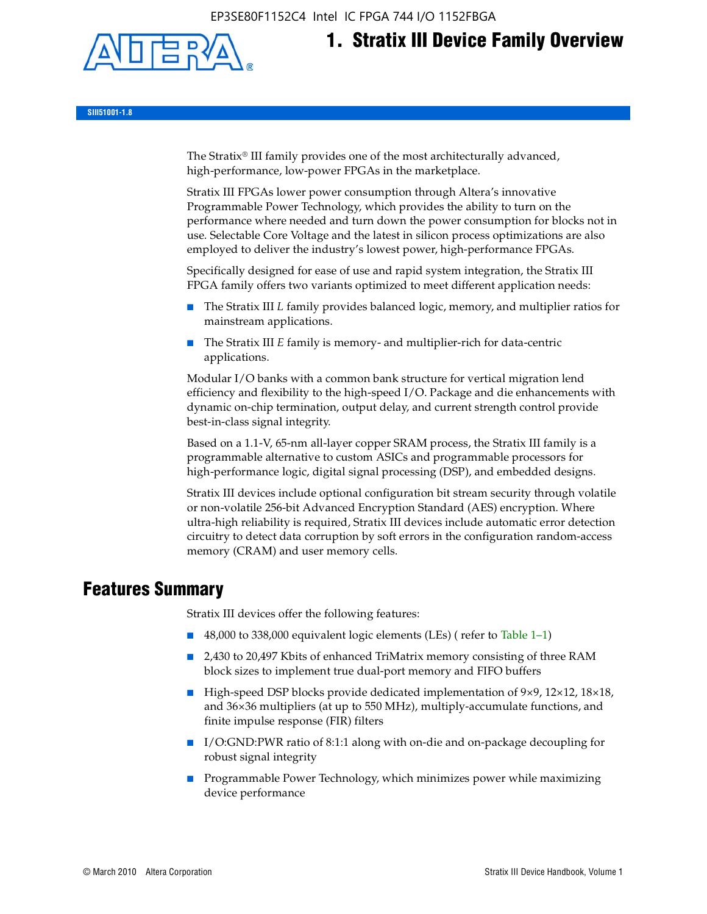# 1. Stratix III Device Family Overview

SIII51001-1.8

The Stratix® III family provides one of the most architecturally advanced, high-performance, low-power FPGAs in the marketplace.

Stratix III FPGAs lower power consumption through Altera's innovative Programmable Power Technology, which provides the ability to turn on the performance where needed and turn down the power consumption for blocks not in use. Selectable Core Voltage and the latest in silicon process optimizations are also employed to deliver the industry's lowest power, high-performance FPGAs.

Specifically designed for ease of use and rapid system integration, the Stratix III FPGA family offers two variants optimized to meet different application needs:

- The Stratix III *L* family provides balanced logic, memory, and multiplier ratios for mainstream applications.
- The Stratix III *E* family is memory- and multiplier-rich for data-centric applications.

Modular I/O banks with a common bank structure for vertical migration lend efficiency and flexibility to the high-speed I/O. Package and die enhancements with dynamic on-chip termination, output delay, and current strength control provide best-in-class signal integrity.

Based on a 1.1-V, 65-nm all-layer copper SRAM process, the Stratix III family is a programmable alternative to custom ASICs and programmable processors for high-performance logic, digital signal processing (DSP), and embedded designs.

Stratix III devices include optional configuration bit stream security through volatile or non-volatile 256-bit Advanced Encryption Standard (AES) encryption. Where ultra-high reliability is required, Stratix III devices include automatic error detection circuitry to detect data corruption by soft errors in the configuration random-access memory (CRAM) and user memory cells.

## Features Summary

Stratix III devices offer the following features:

- 48,000 to 338,000 equivalent logic elements (LEs) ( refer to Table 1–1)
- 2,430 to 20,497 Kbits of enhanced TriMatrix memory consisting of three RAM block sizes to implement true dual-port memory and FIFO buffers
- High-speed DSP blocks provide dedicated implementation of 9×9, 12×12, 18×18, and 36×36 multipliers (at up to 550 MHz), multiply-accumulate functions, and finite impulse response (FIR) filters
- I/O:GND:PWR ratio of 8:1:1 along with on-die and on-package decoupling for robust signal integrity
- Programmable Power Technology, which minimizes power while maximizing device performance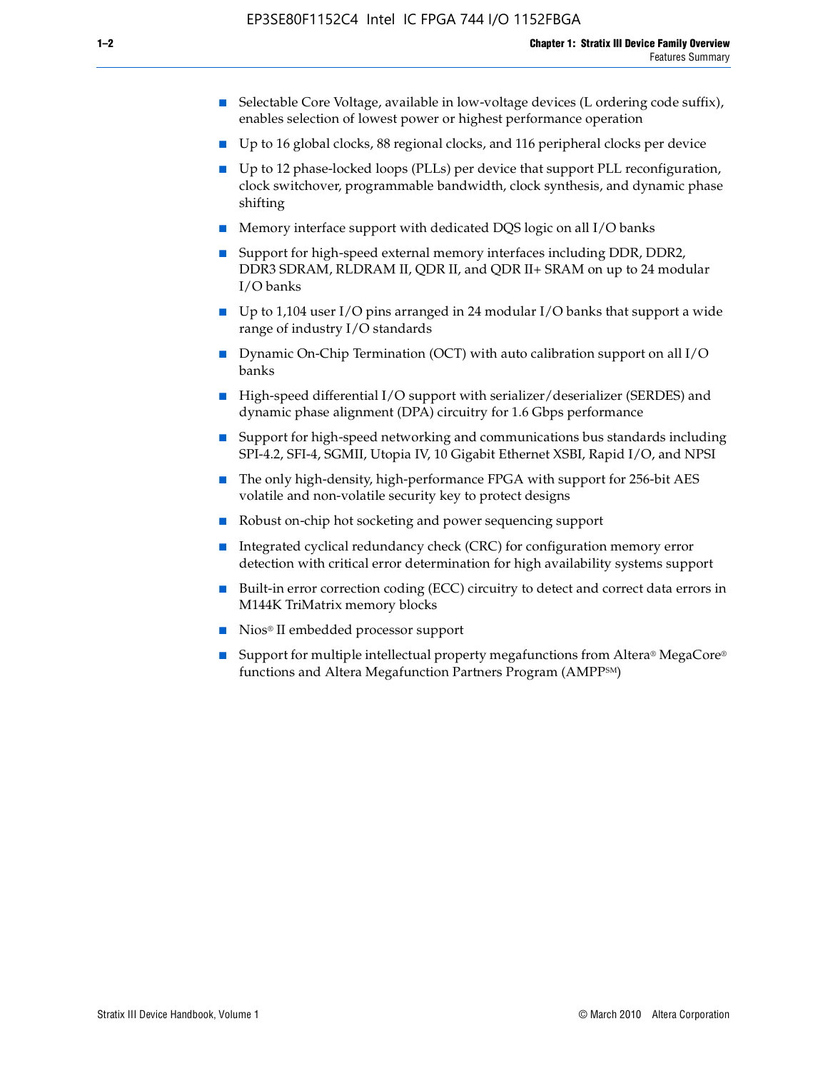- Selectable Core Voltage, available in low-voltage devices (L ordering code suffix), enables selection of lowest power or highest performance operation
- Up to 16 global clocks, 88 regional clocks, and 116 peripheral clocks per device
- Up to 12 phase-locked loops (PLLs) per device that support PLL reconfiguration, clock switchover, programmable bandwidth, clock synthesis, and dynamic phase shifting
- Memory interface support with dedicated DQS logic on all I/O banks
- Support for high-speed external memory interfaces including DDR, DDR2, DDR3 SDRAM, RLDRAM II, QDR II, and QDR II+ SRAM on up to 24 modular I/O banks
- Up to 1,104 user I/O pins arranged in 24 modular I/O banks that support a wide range of industry I/O standards
- Dynamic On-Chip Termination (OCT) with auto calibration support on all I/O banks
- High-speed differential I/O support with serializer/deserializer (SERDES) and dynamic phase alignment (DPA) circuitry for 1.6 Gbps performance
- Support for high-speed networking and communications bus standards including SPI-4.2, SFI-4, SGMII, Utopia IV, 10 Gigabit Ethernet XSBI, Rapid I/O, and NPSI
- The only high-density, high-performance FPGA with support for 256-bit AES volatile and non-volatile security key to protect designs
- Robust on-chip hot socketing and power sequencing support
- Integrated cyclical redundancy check (CRC) for configuration memory error detection with critical error determination for high availability systems support
- Built-in error correction coding (ECC) circuitry to detect and correct data errors in M144K TriMatrix memory blocks
- Nios® II embedded processor support
- Support for multiple intellectual property megafunctions from Altera® MegaCore® functions and Altera Megafunction Partners Program (AMPP℠)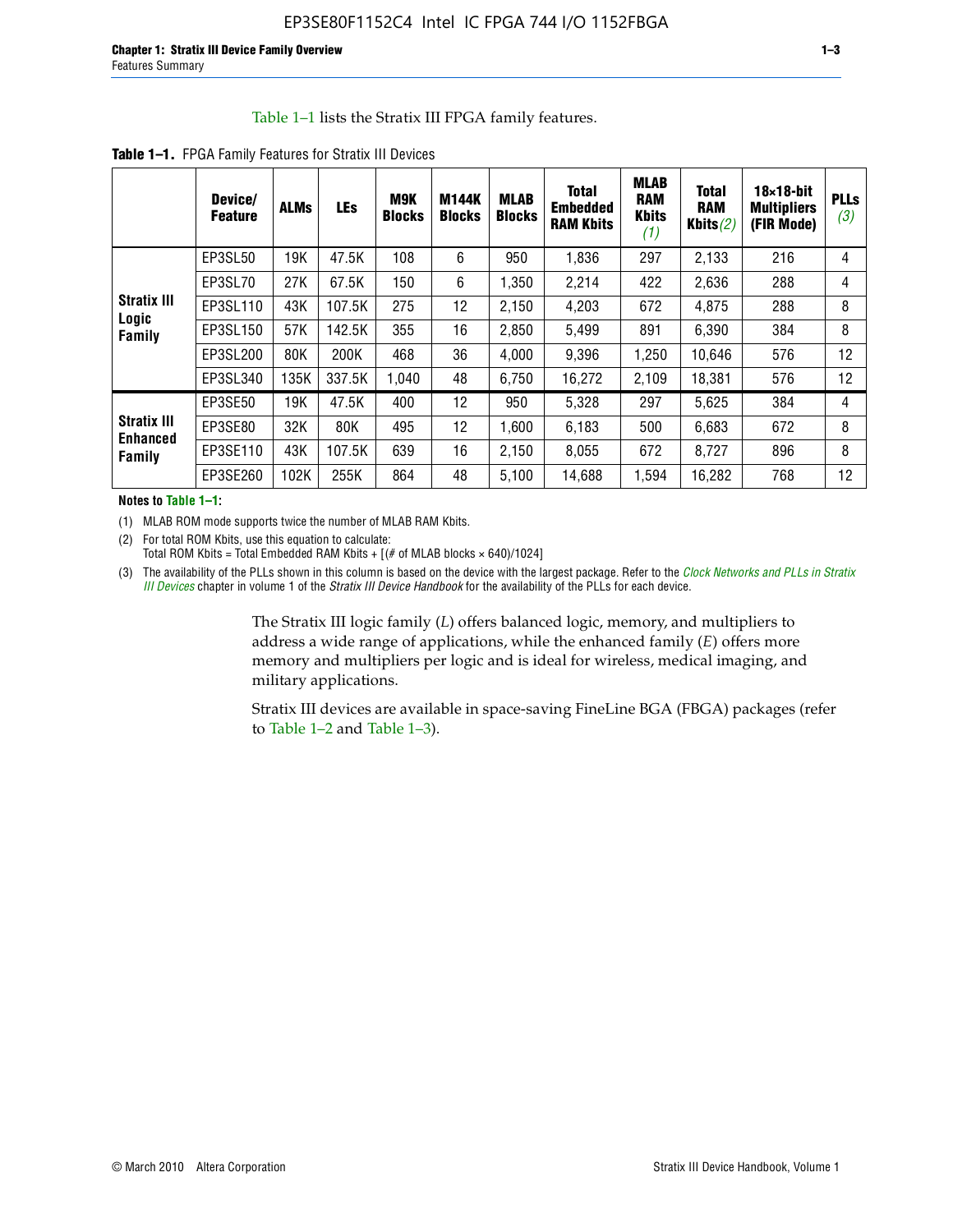Table 1–1 lists the Stratix III FPGA family features.

**Table 1–1.** FPGA Family Features for Stratix III Devices

| | Device/ Feature | ALMs | LEs | M9K Blocks | M144K Blocks | MLAB Blocks | Total Embedded RAM Kbits | MLAB RAM Kbits (1) | Total RAM Kbits (2) | 18×18-bit Multipliers (FIR Mode) | PLLs (3) |
|---|---|---|---|---|---|---|---|---|---|---|---|
| Stratix III Logic Family | EP3SL50 | 19K | 47.5K | 108 | 6 | 950 | 1,836 | 297 | 2,133 | 216 | 4 |
| | EP3SL70 | 27K | 67.5K | 150 | 6 | 1,350 | 2,214 | 422 | 2,636 | 288 | 4 |
| | EP3SL110 | 43K | 107.5K | 275 | 12 | 2,150 | 4,203 | 672 | 4,875 | 288 | 8 |
| | EP3SL150 | 57K | 142.5K | 355 | 16 | 2,850 | 5,499 | 891 | 6,390 | 384 | 8 |
| | EP3SL200 | 80K | 200K | 468 | 36 | 4,000 | 9,396 | 1,250 | 10,646 | 576 | 12 |
| | EP3SL340 | 135K | 337.5K | 1,040 | 48 | 6,750 | 16,272 | 2,109 | 18,381 | 576 | 12 |
| Stratix III Enhanced Family | EP3SE50 | 19K | 47.5K | 400 | 12 | 950 | 5,328 | 297 | 5,625 | 384 | 4 |
| | EP3SE80 | 32K | 80K | 495 | 12 | 1,600 | 6,183 | 500 | 6,683 | 672 | 8 |
| | EP3SE110 | 43K | 107.5K | 639 | 16 | 2,150 | 8,055 | 672 | 8,727 | 896 | 8 |
| | EP3SE260 | 102K | 255K | 864 | 48 | 5,100 | 14,688 | 1,594 | 16,282 | 768 | 12 |

**Notes to Table 1–1:**

(1) MLAB ROM mode supports twice the number of MLAB RAM Kbits.

(2) For total ROM Kbits, use this equation to calculate:
Total ROM Kbits = Total Embedded RAM Kbits + [(# of MLAB blocks × 640)/1024]

(3) The availability of the PLLs shown in this column is based on the device with the largest package. Refer to the *Clock Networks and PLLs in Stratix III Devices* chapter in volume 1 of the *Stratix III Device Handbook* for the availability of the PLLs for each device.

The Stratix III logic family (*L*) offers balanced logic, memory, and multipliers to address a wide range of applications, while the enhanced family (*E*) offers more memory and multipliers per logic and is ideal for wireless, medical imaging, and military applications.

Stratix III devices are available in space-saving FineLine BGA (FBGA) packages (refer to Table 1–2 and Table 1–3).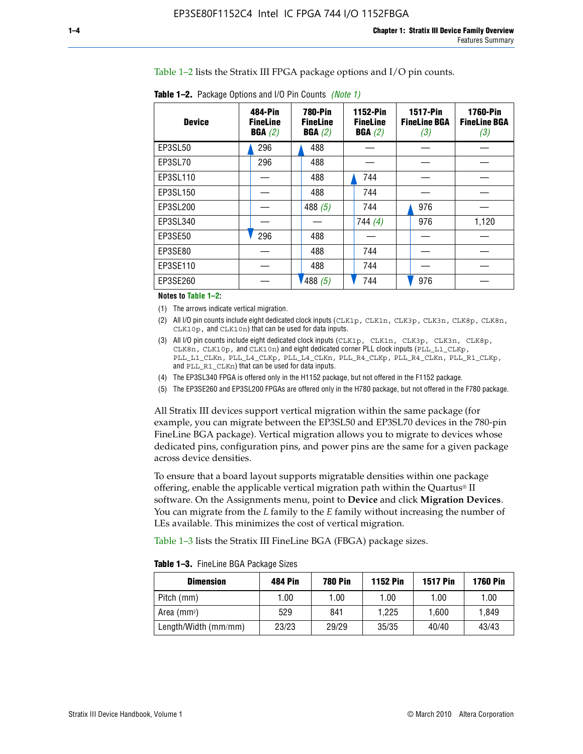Table 1–2 lists the Stratix III FPGA package options and I/O pin counts.

**Table 1–2.** Package Options and I/O Pin Counts *(Note 1)*

| Device | 484-Pin FineLine BGA *(2)* | 780-Pin FineLine BGA *(2)* | 1152-Pin FineLine BGA *(2)* | 1517-Pin FineLine BGA *(3)* | 1760-Pin FineLine BGA *(3)* |
|---|---|---|---|---|---|
| EP3SL50 | 296 | 488 | — | — | — |
| EP3SL70 | 296 | 488 | — | — | — |
| EP3SL110 | — | 488 | 744 | — | — |
| EP3SL150 | — | 488 | 744 | — | — |
| EP3SL200 | — | 488 *(5)* | 744 | 976 | — |
| EP3SL340 | — | — | 744 *(4)* | 976 | 1,120 |
| EP3SE50 | 296 | 488 | — | — | — |
| EP3SE80 | — | 488 | 744 | — | — |
| EP3SE110 | — | 488 | 744 | — | — |
| EP3SE260 | — | 488 *(5)* | 744 | 976 | — |

**Notes to Table 1–2:**

(1) The arrows indicate vertical migration.

(2) All I/O pin counts include eight dedicated clock inputs (CLK1p, CLK1n, CLK3p, CLK3n, CLK8p, CLK8n, CLK10p, and CLK10n) that can be used for data inputs.

(3) All I/O pin counts include eight dedicated clock inputs (CLK1p, CLK1n, CLK3p, CLK3n, CLK8p, CLK8n, CLK10p, and CLK10n) and eight dedicated corner PLL clock inputs (PLL_L1_CLKp, PLL_L1_CLKn, PLL_L4_CLKp, PLL_L4_CLKn, PLL_R4_CLKp, PLL_R4_CLKn, PLL_R1_CLKp, and PLL_R1_CLKn) that can be used for data inputs.

(4) The EP3SL340 FPGA is offered only in the H1152 package, but not offered in the F1152 package.

(5) The EP3SE260 and EP3SL200 FPGAs are offered only in the H780 package, but not offered in the F780 package.

All Stratix III devices support vertical migration within the same package (for example, you can migrate between the EP3SL50 and EP3SL70 devices in the 780-pin FineLine BGA package). Vertical migration allows you to migrate to devices whose dedicated pins, configuration pins, and power pins are the same for a given package across device densities.

To ensure that a board layout supports migratable densities within one package offering, enable the applicable vertical migration path within the Quartus® II software. On the Assignments menu, point to **Device** and click **Migration Devices**. You can migrate from the *L* family to the *E* family without increasing the number of LEs available. This minimizes the cost of vertical migration.

Table 1–3 lists the Stratix III FineLine BGA (FBGA) package sizes.

**Table 1–3.** FineLine BGA Package Sizes

| Dimension | 484 Pin | 780 Pin | 1152 Pin | 1517 Pin | 1760 Pin |
|---|---|---|---|---|---|
| Pitch (mm) | 1.00 | 1.00 | 1.00 | 1.00 | 1.00 |
| Area ($mm^2$) | 529 | 841 | 1,225 | 1,600 | 1,849 |
| Length/Width (mm/mm) | 23/23 | 29/29 | 35/35 | 40/40 | 43/43 |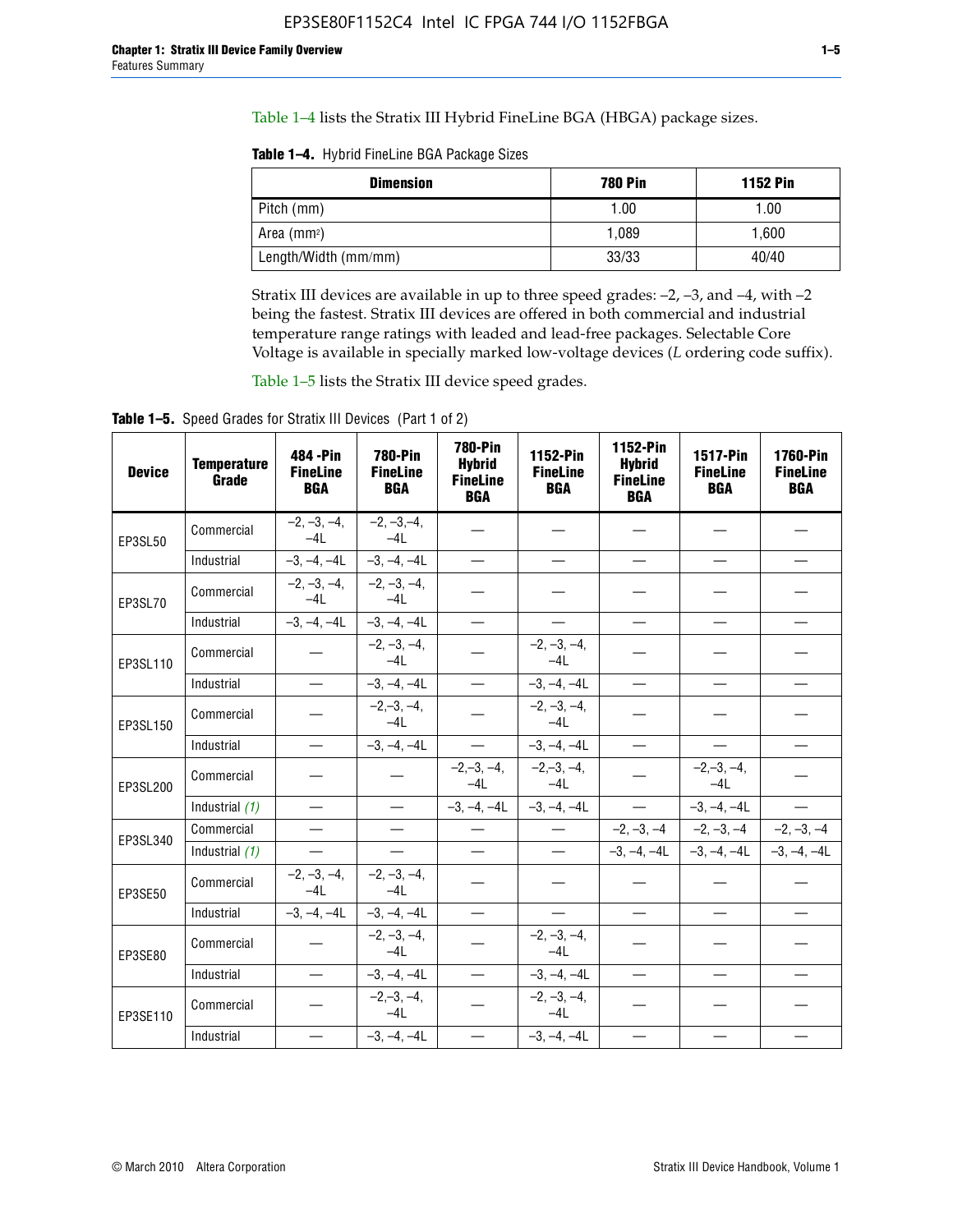Table 1–4 lists the Stratix III Hybrid FineLine BGA (HBGA) package sizes.

**Table 1–4.** Hybrid FineLine BGA Package Sizes

| Dimension | 780 Pin | 1152 Pin |
|---|---|---|
| Pitch (mm) | 1.00 | 1.00 |
| Area (mm²) | 1,089 | 1,600 |
| Length/Width (mm/mm) | 33/33 | 40/40 |

Stratix III devices are available in up to three speed grades: –2, –3, and –4, with –2 being the fastest. Stratix III devices are offered in both commercial and industrial temperature range ratings with leaded and lead-free packages. Selectable Core Voltage is available in specially marked low-voltage devices (*L* ordering code suffix).

Table 1–5 lists the Stratix III device speed grades.

**Table 1–5.** Speed Grades for Stratix III Devices (Part 1 of 2)

| Device | Temperature Grade | 484 -Pin FineLine BGA | 780-Pin FineLine BGA | 780-Pin Hybrid FineLine BGA | 1152-Pin FineLine BGA | 1152-Pin Hybrid FineLine BGA | 1517-Pin FineLine BGA | 1760-Pin FineLine BGA |
|---|---|---|---|---|---|---|---|---|
| EP3SL50 | Commercial | –2, –3, –4, –4L | –2, –3,–4, –4L | — | — | — | — | — |
| | Industrial | –3, –4, –4L | –3, –4, –4L | — | — | — | — | — |
| EP3SL70 | Commercial | –2, –3, –4, –4L | –2, –3, –4, –4L | — | — | — | — | — |
| | Industrial | –3, –4, –4L | –3, –4, –4L | — | — | — | — | — |
| EP3SL110 | Commercial | — | –2, –3, –4, –4L | — | –2, –3, –4, –4L | — | — | — |
| | Industrial | — | –3, –4, –4L | — | –3, –4, –4L | — | — | — |
| EP3SL150 | Commercial | — | –2,–3, –4, –4L | — | –2, –3, –4, –4L | — | — | — |
| | Industrial | — | –3, –4, –4L | — | –3, –4, –4L | — | — | — |
| EP3SL200 | Commercial | — | — | –2,–3, –4, –4L | –2,–3, –4, –4L | — | –2,–3, –4, –4L | — |
| | Industrial *(1)* | — | — | –3, –4, –4L | –3, –4, –4L | — | –3, –4, –4L | — |
| EP3SL340 | Commercial | — | — | — | — | –2, –3, –4 | –2, –3, –4 | –2, –3, –4 |
| | Industrial *(1)* | — | — | — | — | –3, –4, –4L | –3, –4, –4L | –3, –4, –4L |
| EP3SE50 | Commercial | –2, –3, –4, –4L | –2, –3, –4, –4L | — | — | — | — | — |
| | Industrial | –3, –4, –4L | –3, –4, –4L | — | — | — | — | — |
| EP3SE80 | Commercial | — | –2, –3, –4, –4L | — | –2, –3, –4, –4L | — | — | — |
| | Industrial | — | –3, –4, –4L | — | –3, –4, –4L | — | — | — |
| EP3SE110 | Commercial | — | –2,–3, –4, –4L | — | –2, –3, –4, –4L | — | — | — |
| | Industrial | — | –3, –4, –4L | — | –3, –4, –4L | — | — | — |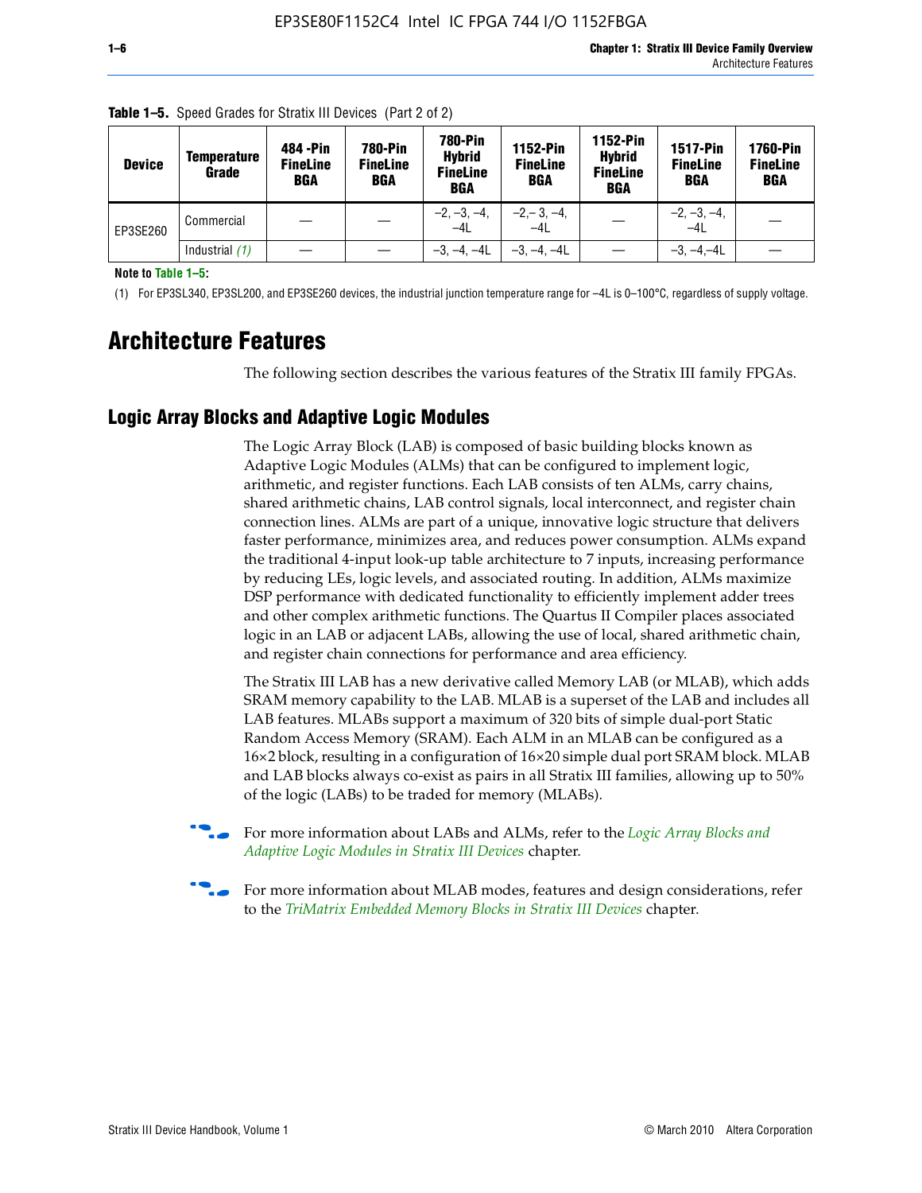**Table 1–5.** Speed Grades for Stratix III Devices (Part 2 of 2)

| Device | Temperature Grade | 484 -Pin FineLine BGA | 780-Pin FineLine BGA | 780-Pin Hybrid FineLine BGA | 1152-Pin FineLine BGA | 1152-Pin Hybrid FineLine BGA | 1517-Pin FineLine BGA | 1760-Pin FineLine BGA |
|---|---|---|---|---|---|---|---|---|
| EP3SE260 | Commercial | — | — | –2, –3, –4, –4L | –2,– 3, –4, –4L | — | –2, –3, –4, –4L | — |
| | Industrial *(1)* | — | — | –3, –4, –4L | –3, –4, –4L | — | –3, –4,–4L | — |

**Note to Table 1–5:**

(1) For EP3SL340, EP3SL200, and EP3SE260 devices, the industrial junction temperature range for –4L is 0–100°C, regardless of supply voltage.

# Architecture Features

The following section describes the various features of the Stratix III family FPGAs.

## Logic Array Blocks and Adaptive Logic Modules

The Logic Array Block (LAB) is composed of basic building blocks known as Adaptive Logic Modules (ALMs) that can be configured to implement logic, arithmetic, and register functions. Each LAB consists of ten ALMs, carry chains, shared arithmetic chains, LAB control signals, local interconnect, and register chain connection lines. ALMs are part of a unique, innovative logic structure that delivers faster performance, minimizes area, and reduces power consumption. ALMs expand the traditional 4-input look-up table architecture to 7 inputs, increasing performance by reducing LEs, logic levels, and associated routing. In addition, ALMs maximize DSP performance with dedicated functionality to efficiently implement adder trees and other complex arithmetic functions. The Quartus II Compiler places associated logic in an LAB or adjacent LABs, allowing the use of local, shared arithmetic chain, and register chain connections for performance and area efficiency.

The Stratix III LAB has a new derivative called Memory LAB (or MLAB), which adds SRAM memory capability to the LAB. MLAB is a superset of the LAB and includes all LAB features. MLABs support a maximum of 320 bits of simple dual-port Static Random Access Memory (SRAM). Each ALM in an MLAB can be configured as a 16×2 block, resulting in a configuration of 16×20 simple dual port SRAM block. MLAB and LAB blocks always co-exist as pairs in all Stratix III families, allowing up to 50% of the logic (LABs) to be traded for memory (MLABs).

For more information about LABs and ALMs, refer to the *Logic Array Blocks and Adaptive Logic Modules in Stratix III Devices* chapter.

For more information about MLAB modes, features and design considerations, refer to the *TriMatrix Embedded Memory Blocks in Stratix III Devices* chapter.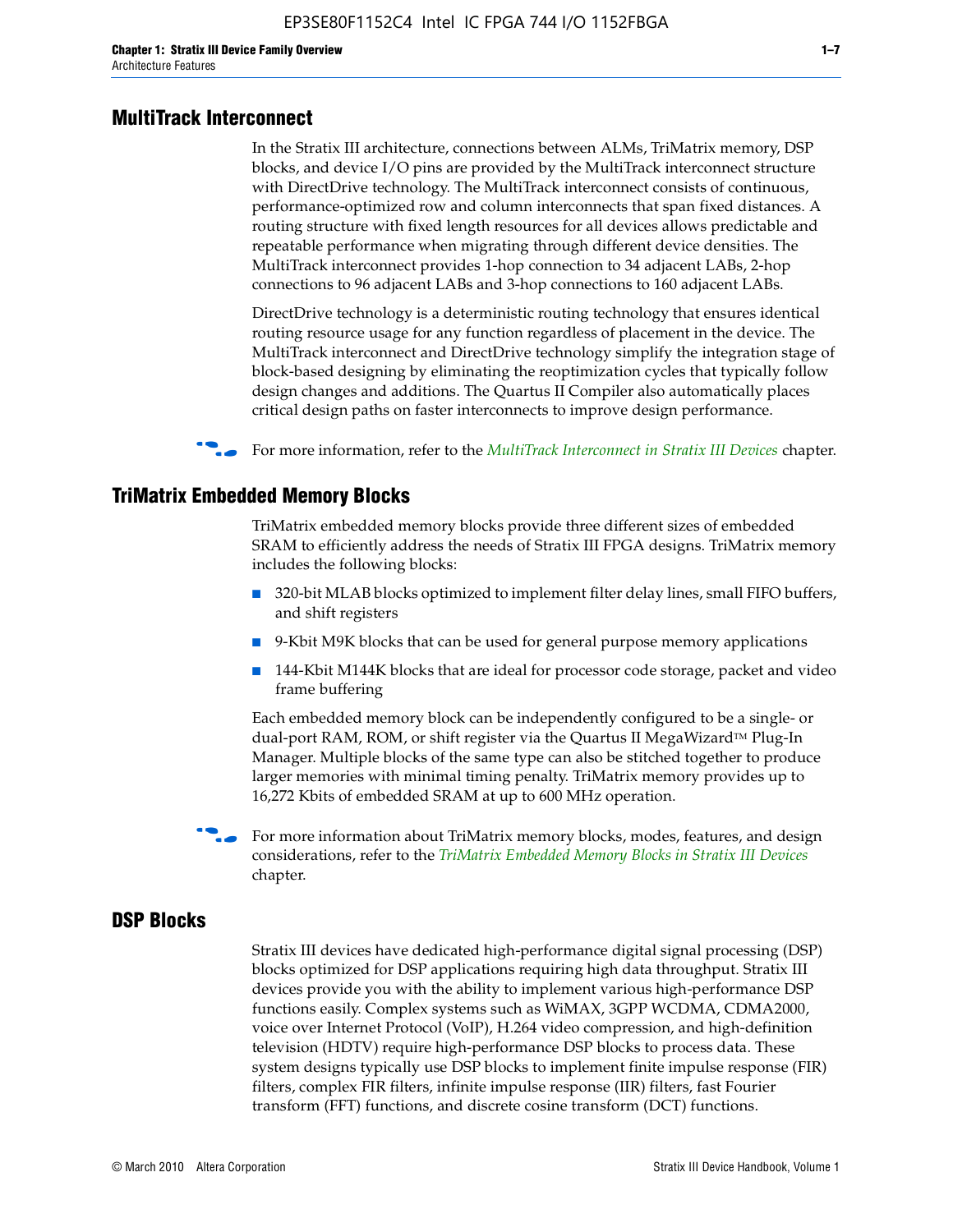## MultiTrack Interconnect

In the Stratix III architecture, connections between ALMs, TriMatrix memory, DSP blocks, and device I/O pins are provided by the MultiTrack interconnect structure with DirectDrive technology. The MultiTrack interconnect consists of continuous, performance-optimized row and column interconnects that span fixed distances. A routing structure with fixed length resources for all devices allows predictable and repeatable performance when migrating through different device densities. The MultiTrack interconnect provides 1-hop connection to 34 adjacent LABs, 2-hop connections to 96 adjacent LABs and 3-hop connections to 160 adjacent LABs.

DirectDrive technology is a deterministic routing technology that ensures identical routing resource usage for any function regardless of placement in the device. The MultiTrack interconnect and DirectDrive technology simplify the integration stage of block-based designing by eliminating the reoptimization cycles that typically follow design changes and additions. The Quartus II Compiler also automatically places critical design paths on faster interconnects to improve design performance.

For more information, refer to the *MultiTrack Interconnect in Stratix III Devices* chapter.

## TriMatrix Embedded Memory Blocks

TriMatrix embedded memory blocks provide three different sizes of embedded SRAM to efficiently address the needs of Stratix III FPGA designs. TriMatrix memory includes the following blocks:

- 320-bit MLAB blocks optimized to implement filter delay lines, small FIFO buffers, and shift registers
- 9-Kbit M9K blocks that can be used for general purpose memory applications
- 144-Kbit M144K blocks that are ideal for processor code storage, packet and video frame buffering

Each embedded memory block can be independently configured to be a single- or dual-port RAM, ROM, or shift register via the Quartus II MegaWizard™ Plug-In Manager. Multiple blocks of the same type can also be stitched together to produce larger memories with minimal timing penalty. TriMatrix memory provides up to 16,272 Kbits of embedded SRAM at up to 600 MHz operation.

For more information about TriMatrix memory blocks, modes, features, and design considerations, refer to the *TriMatrix Embedded Memory Blocks in Stratix III Devices* chapter.

## DSP Blocks

Stratix III devices have dedicated high-performance digital signal processing (DSP) blocks optimized for DSP applications requiring high data throughput. Stratix III devices provide you with the ability to implement various high-performance DSP functions easily. Complex systems such as WiMAX, 3GPP WCDMA, CDMA2000, voice over Internet Protocol (VoIP), H.264 video compression, and high-definition television (HDTV) require high-performance DSP blocks to process data. These system designs typically use DSP blocks to implement finite impulse response (FIR) filters, complex FIR filters, infinite impulse response (IIR) filters, fast Fourier transform (FFT) functions, and discrete cosine transform (DCT) functions.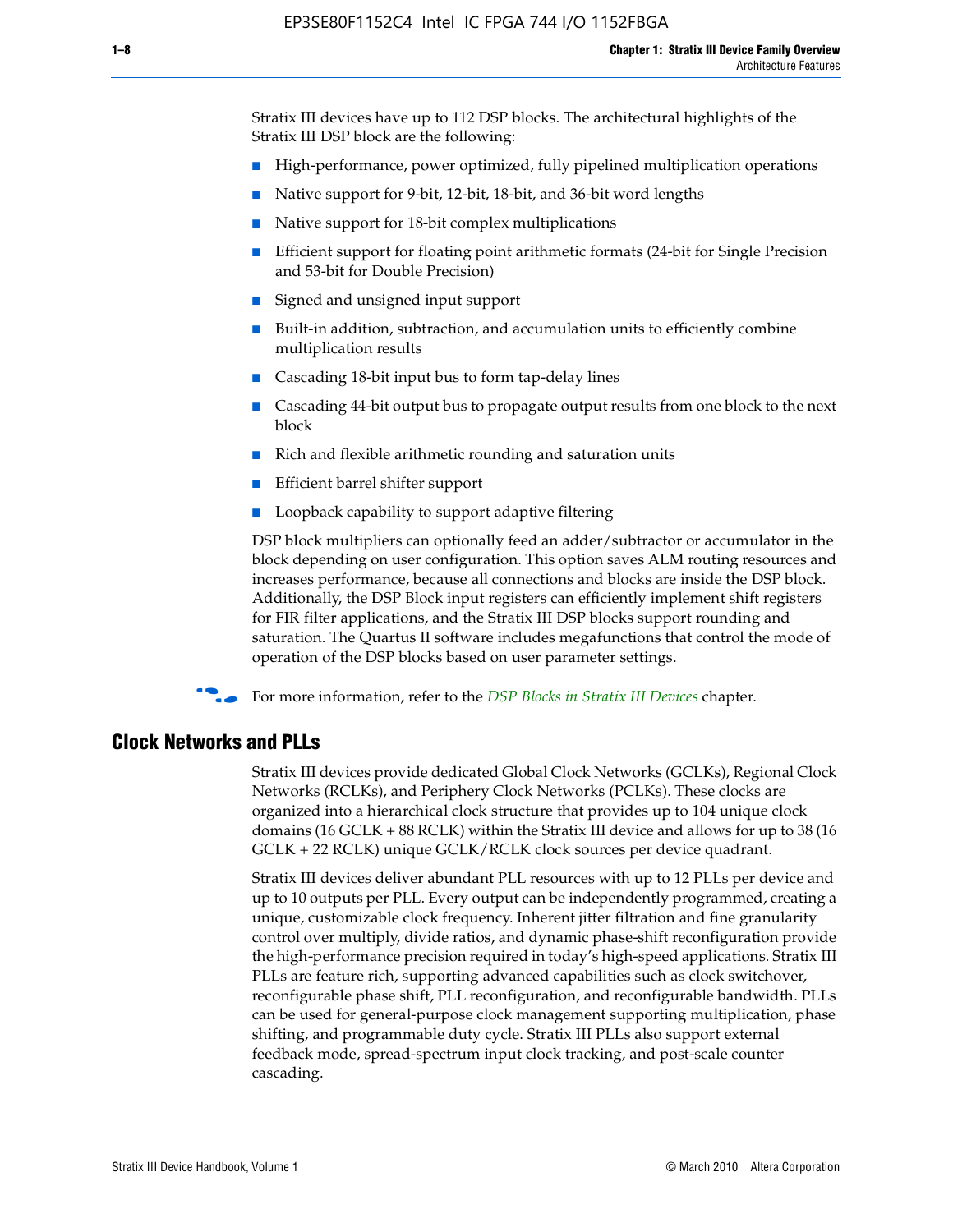Stratix III devices have up to 112 DSP blocks. The architectural highlights of the Stratix III DSP block are the following:

- High-performance, power optimized, fully pipelined multiplication operations
- Native support for 9-bit, 12-bit, 18-bit, and 36-bit word lengths
- Native support for 18-bit complex multiplications
- Efficient support for floating point arithmetic formats (24-bit for Single Precision and 53-bit for Double Precision)
- Signed and unsigned input support
- Built-in addition, subtraction, and accumulation units to efficiently combine multiplication results
- Cascading 18-bit input bus to form tap-delay lines
- Cascading 44-bit output bus to propagate output results from one block to the next block
- Rich and flexible arithmetic rounding and saturation units
- Efficient barrel shifter support
- Loopback capability to support adaptive filtering

DSP block multipliers can optionally feed an adder/subtractor or accumulator in the block depending on user configuration. This option saves ALM routing resources and increases performance, because all connections and blocks are inside the DSP block. Additionally, the DSP Block input registers can efficiently implement shift registers for FIR filter applications, and the Stratix III DSP blocks support rounding and saturation. The Quartus II software includes megafunctions that control the mode of operation of the DSP blocks based on user parameter settings.

For more information, refer to the *DSP Blocks in Stratix III Devices* chapter.

## Clock Networks and PLLs

Stratix III devices provide dedicated Global Clock Networks (GCLKs), Regional Clock Networks (RCLKs), and Periphery Clock Networks (PCLKs). These clocks are organized into a hierarchical clock structure that provides up to 104 unique clock domains (16 GCLK + 88 RCLK) within the Stratix III device and allows for up to 38 (16 GCLK + 22 RCLK) unique GCLK/RCLK clock sources per device quadrant.

Stratix III devices deliver abundant PLL resources with up to 12 PLLs per device and up to 10 outputs per PLL. Every output can be independently programmed, creating a unique, customizable clock frequency. Inherent jitter filtration and fine granularity control over multiply, divide ratios, and dynamic phase-shift reconfiguration provide the high-performance precision required in today's high-speed applications. Stratix III PLLs are feature rich, supporting advanced capabilities such as clock switchover, reconfigurable phase shift, PLL reconfiguration, and reconfigurable bandwidth. PLLs can be used for general-purpose clock management supporting multiplication, phase shifting, and programmable duty cycle. Stratix III PLLs also support external feedback mode, spread-spectrum input clock tracking, and post-scale counter cascading.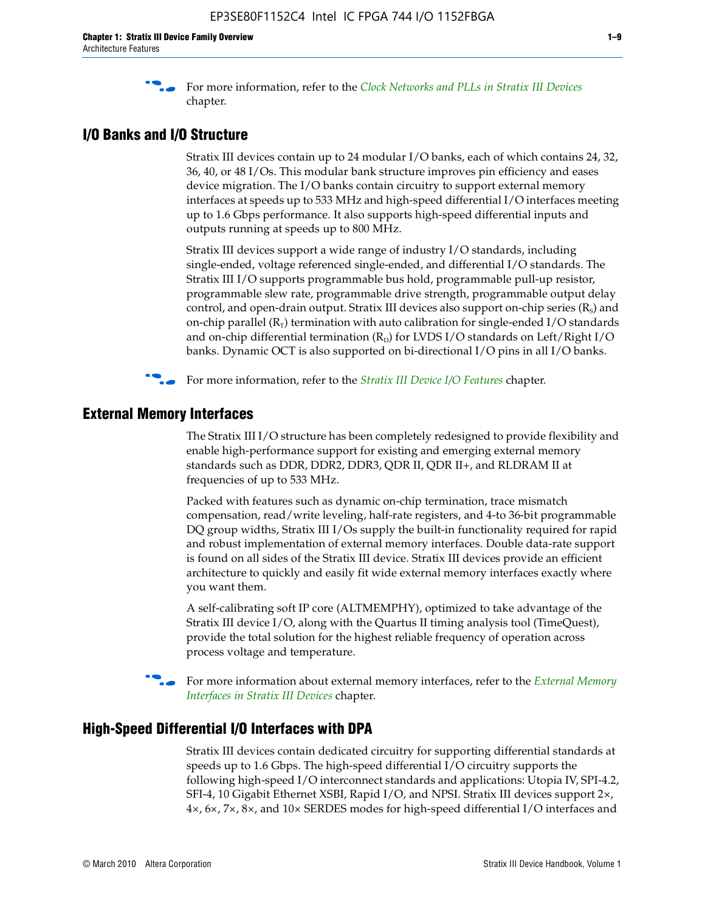For more information, refer to the *Clock Networks and PLLs in Stratix III Devices* chapter.

## I/O Banks and I/O Structure

Stratix III devices contain up to 24 modular I/O banks, each of which contains 24, 32, 36, 40, or 48 I/Os. This modular bank structure improves pin efficiency and eases device migration. The I/O banks contain circuitry to support external memory interfaces at speeds up to 533 MHz and high-speed differential I/O interfaces meeting up to 1.6 Gbps performance. It also supports high-speed differential inputs and outputs running at speeds up to 800 MHz.

Stratix III devices support a wide range of industry I/O standards, including single-ended, voltage referenced single-ended, and differential I/O standards. The Stratix III I/O supports programmable bus hold, programmable pull-up resistor, programmable slew rate, programmable drive strength, programmable output delay control, and open-drain output. Stratix III devices also support on-chip series ($R_S$) and on-chip parallel ($R_T$) termination with auto calibration for single-ended I/O standards and on-chip differential termination ($R_D$) for LVDS I/O standards on Left/Right I/O banks. Dynamic OCT is also supported on bi-directional I/O pins in all I/O banks.

For more information, refer to the *Stratix III Device I/O Features* chapter.

## External Memory Interfaces

The Stratix III I/O structure has been completely redesigned to provide flexibility and enable high-performance support for existing and emerging external memory standards such as DDR, DDR2, DDR3, QDR II, QDR II+, and RLDRAM II at frequencies of up to 533 MHz.

Packed with features such as dynamic on-chip termination, trace mismatch compensation, read/write leveling, half-rate registers, and 4-to 36-bit programmable DQ group widths, Stratix III I/Os supply the built-in functionality required for rapid and robust implementation of external memory interfaces. Double data-rate support is found on all sides of the Stratix III device. Stratix III devices provide an efficient architecture to quickly and easily fit wide external memory interfaces exactly where you want them.

A self-calibrating soft IP core (ALTMEMPHY), optimized to take advantage of the Stratix III device I/O, along with the Quartus II timing analysis tool (TimeQuest), provide the total solution for the highest reliable frequency of operation across process voltage and temperature.

For more information about external memory interfaces, refer to the *External Memory Interfaces in Stratix III Devices* chapter.

## High-Speed Differential I/O Interfaces with DPA

Stratix III devices contain dedicated circuitry for supporting differential standards at speeds up to 1.6 Gbps. The high-speed differential I/O circuitry supports the following high-speed I/O interconnect standards and applications: Utopia IV, SPI-4.2, SFI-4, 10 Gigabit Ethernet XSBI, Rapid I/O, and NPSI. Stratix III devices support 2×, 4×, 6×, 7×, 8×, and 10× SERDES modes for high-speed differential I/O interfaces and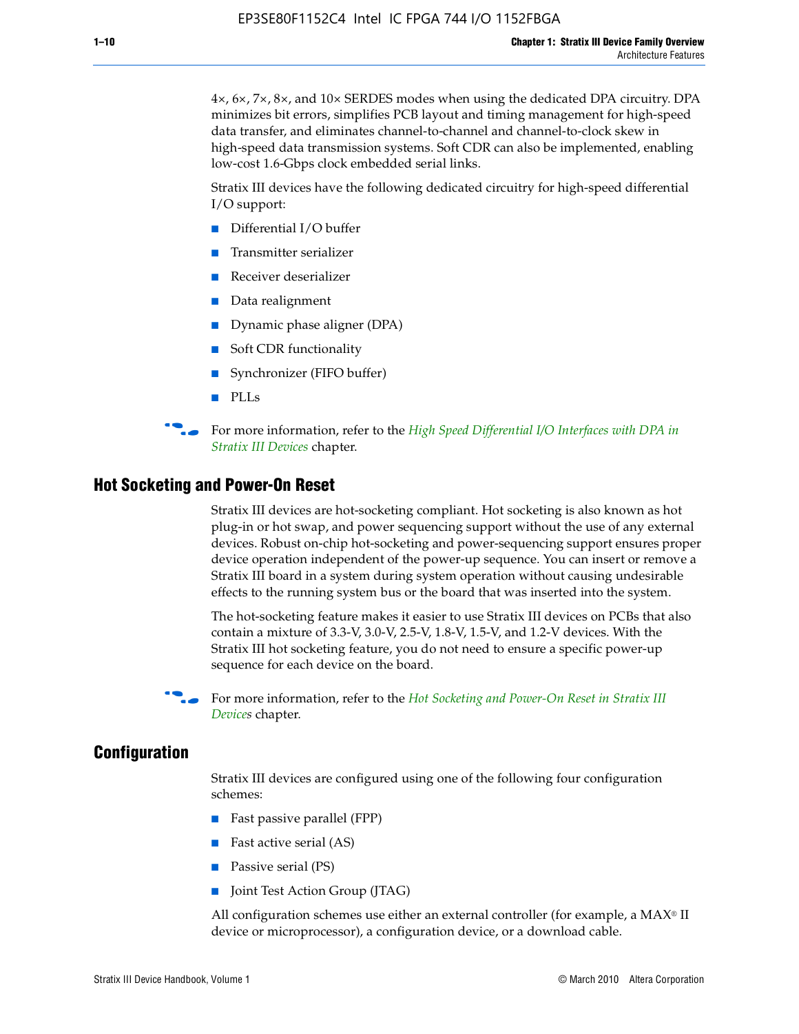4×, 6×, 7×, 8×, and 10× SERDES modes when using the dedicated DPA circuitry. DPA minimizes bit errors, simplifies PCB layout and timing management for high-speed data transfer, and eliminates channel-to-channel and channel-to-clock skew in high-speed data transmission systems. Soft CDR can also be implemented, enabling low-cost 1.6-Gbps clock embedded serial links.

Stratix III devices have the following dedicated circuitry for high-speed differential I/O support:

- Differential I/O buffer
- Transmitter serializer
- Receiver deserializer
- Data realignment
- Dynamic phase aligner (DPA)
- Soft CDR functionality
- Synchronizer (FIFO buffer)
- PLLs

For more information, refer to the *High Speed Differential I/O Interfaces with DPA in Stratix III Devices* chapter.

## Hot Socketing and Power-On Reset

Stratix III devices are hot-socketing compliant. Hot socketing is also known as hot plug-in or hot swap, and power sequencing support without the use of any external devices. Robust on-chip hot-socketing and power-sequencing support ensures proper device operation independent of the power-up sequence. You can insert or remove a Stratix III board in a system during system operation without causing undesirable effects to the running system bus or the board that was inserted into the system.

The hot-socketing feature makes it easier to use Stratix III devices on PCBs that also contain a mixture of 3.3-V, 3.0-V, 2.5-V, 1.8-V, 1.5-V, and 1.2-V devices. With the Stratix III hot socketing feature, you do not need to ensure a specific power-up sequence for each device on the board.

For more information, refer to the *Hot Socketing and Power-On Reset in Stratix III Devices* chapter.

## Configuration

Stratix III devices are configured using one of the following four configuration schemes:

- Fast passive parallel (FPP)
- Fast active serial (AS)
- Passive serial (PS)
- Joint Test Action Group (JTAG)

All configuration schemes use either an external controller (for example, a MAX® II device or microprocessor), a configuration device, or a download cable.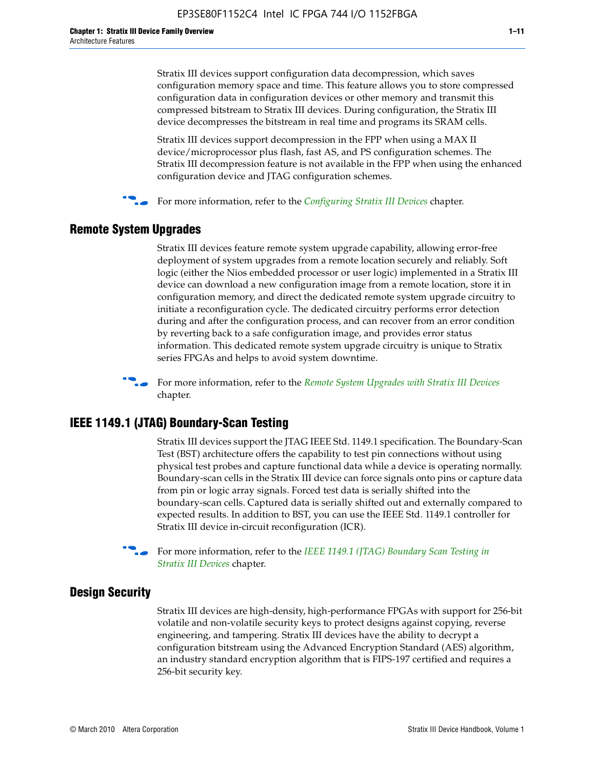Stratix III devices support configuration data decompression, which saves configuration memory space and time. This feature allows you to store compressed configuration data in configuration devices or other memory and transmit this compressed bitstream to Stratix III devices. During configuration, the Stratix III device decompresses the bitstream in real time and programs its SRAM cells.

Stratix III devices support decompression in the FPP when using a MAX II device/microprocessor plus flash, fast AS, and PS configuration schemes. The Stratix III decompression feature is not available in the FPP when using the enhanced configuration device and JTAG configuration schemes.

For more information, refer to the *Configuring Stratix III Devices* chapter.

## Remote System Upgrades

Stratix III devices feature remote system upgrade capability, allowing error-free deployment of system upgrades from a remote location securely and reliably. Soft logic (either the Nios embedded processor or user logic) implemented in a Stratix III device can download a new configuration image from a remote location, store it in configuration memory, and direct the dedicated remote system upgrade circuitry to initiate a reconfiguration cycle. The dedicated circuitry performs error detection during and after the configuration process, and can recover from an error condition by reverting back to a safe configuration image, and provides error status information. This dedicated remote system upgrade circuitry is unique to Stratix series FPGAs and helps to avoid system downtime.

For more information, refer to the *Remote System Upgrades with Stratix III Devices* chapter.

## IEEE 1149.1 (JTAG) Boundary-Scan Testing

Stratix III devices support the JTAG IEEE Std. 1149.1 specification. The Boundary-Scan Test (BST) architecture offers the capability to test pin connections without using physical test probes and capture functional data while a device is operating normally. Boundary-scan cells in the Stratix III device can force signals onto pins or capture data from pin or logic array signals. Forced test data is serially shifted into the boundary-scan cells. Captured data is serially shifted out and externally compared to expected results. In addition to BST, you can use the IEEE Std. 1149.1 controller for Stratix III device in-circuit reconfiguration (ICR).

For more information, refer to the *IEEE 1149.1 (JTAG) Boundary Scan Testing in Stratix III Devices* chapter.

## Design Security

Stratix III devices are high-density, high-performance FPGAs with support for 256-bit volatile and non-volatile security keys to protect designs against copying, reverse engineering, and tampering. Stratix III devices have the ability to decrypt a configuration bitstream using the Advanced Encryption Standard (AES) algorithm, an industry standard encryption algorithm that is FIPS-197 certified and requires a 256-bit security key.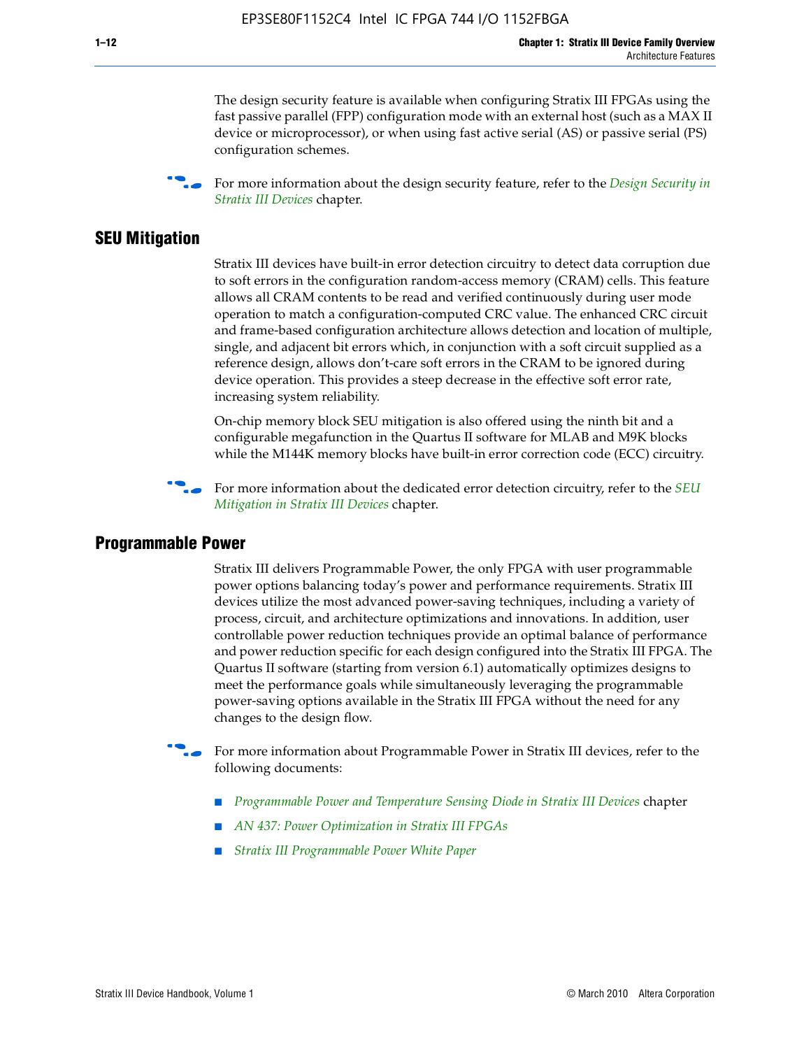The design security feature is available when configuring Stratix III FPGAs using the fast passive parallel (FPP) configuration mode with an external host (such as a MAX II device or microprocessor), or when using fast active serial (AS) or passive serial (PS) configuration schemes.

For more information about the design security feature, refer to the *Design Security in Stratix III Devices* chapter.

## SEU Mitigation

Stratix III devices have built-in error detection circuitry to detect data corruption due to soft errors in the configuration random-access memory (CRAM) cells. This feature allows all CRAM contents to be read and verified continuously during user mode operation to match a configuration-computed CRC value. The enhanced CRC circuit and frame-based configuration architecture allows detection and location of multiple, single, and adjacent bit errors which, in conjunction with a soft circuit supplied as a reference design, allows don't-care soft errors in the CRAM to be ignored during device operation. This provides a steep decrease in the effective soft error rate, increasing system reliability.

On-chip memory block SEU mitigation is also offered using the ninth bit and a configurable megafunction in the Quartus II software for MLAB and M9K blocks while the M144K memory blocks have built-in error correction code (ECC) circuitry.

For more information about the dedicated error detection circuitry, refer to the *SEU Mitigation in Stratix III Devices* chapter.

## Programmable Power

Stratix III delivers Programmable Power, the only FPGA with user programmable power options balancing today's power and performance requirements. Stratix III devices utilize the most advanced power-saving techniques, including a variety of process, circuit, and architecture optimizations and innovations. In addition, user controllable power reduction techniques provide an optimal balance of performance and power reduction specific for each design configured into the Stratix III FPGA. The Quartus II software (starting from version 6.1) automatically optimizes designs to meet the performance goals while simultaneously leveraging the programmable power-saving options available in the Stratix III FPGA without the need for any changes to the design flow.

For more information about Programmable Power in Stratix III devices, refer to the following documents:

- *Programmable Power and Temperature Sensing Diode in Stratix III Devices* chapter
- *AN 437: Power Optimization in Stratix III FPGAs*
- *Stratix III Programmable Power White Paper*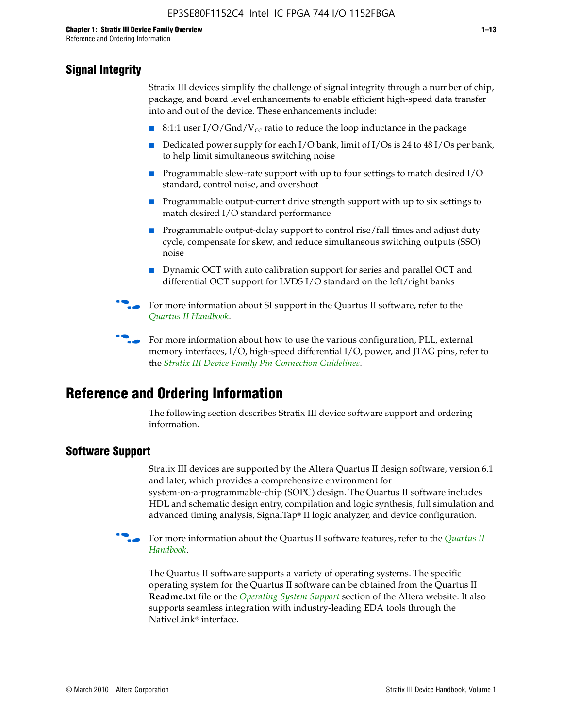## Signal Integrity

Stratix III devices simplify the challenge of signal integrity through a number of chip, package, and board level enhancements to enable efficient high-speed data transfer into and out of the device. These enhancements include:

- 8:1:1 user I/O/Gnd/$V_{CC}$ ratio to reduce the loop inductance in the package
- Dedicated power supply for each I/O bank, limit of I/Os is 24 to 48 I/Os per bank, to help limit simultaneous switching noise
- Programmable slew-rate support with up to four settings to match desired I/O standard, control noise, and overshoot
- Programmable output-current drive strength support with up to six settings to match desired I/O standard performance
- Programmable output-delay support to control rise/fall times and adjust duty cycle, compensate for skew, and reduce simultaneous switching outputs (SSO) noise
- Dynamic OCT with auto calibration support for series and parallel OCT and differential OCT support for LVDS I/O standard on the left/right banks

For more information about SI support in the Quartus II software, refer to the *Quartus II Handbook*.

For more information about how to use the various configuration, PLL, external memory interfaces, I/O, high-speed differential I/O, power, and JTAG pins, refer to the *Stratix III Device Family Pin Connection Guidelines*.

# Reference and Ordering Information

The following section describes Stratix III device software support and ordering information.

## Software Support

Stratix III devices are supported by the Altera Quartus II design software, version 6.1 and later, which provides a comprehensive environment for system-on-a-programmable-chip (SOPC) design. The Quartus II software includes HDL and schematic design entry, compilation and logic synthesis, full simulation and advanced timing analysis, SignalTap® II logic analyzer, and device configuration.

For more information about the Quartus II software features, refer to the *Quartus II Handbook*.

The Quartus II software supports a variety of operating systems. The specific operating system for the Quartus II software can be obtained from the Quartus II **Readme.txt** file or the *Operating System Support* section of the Altera website. It also supports seamless integration with industry-leading EDA tools through the NativeLink® interface.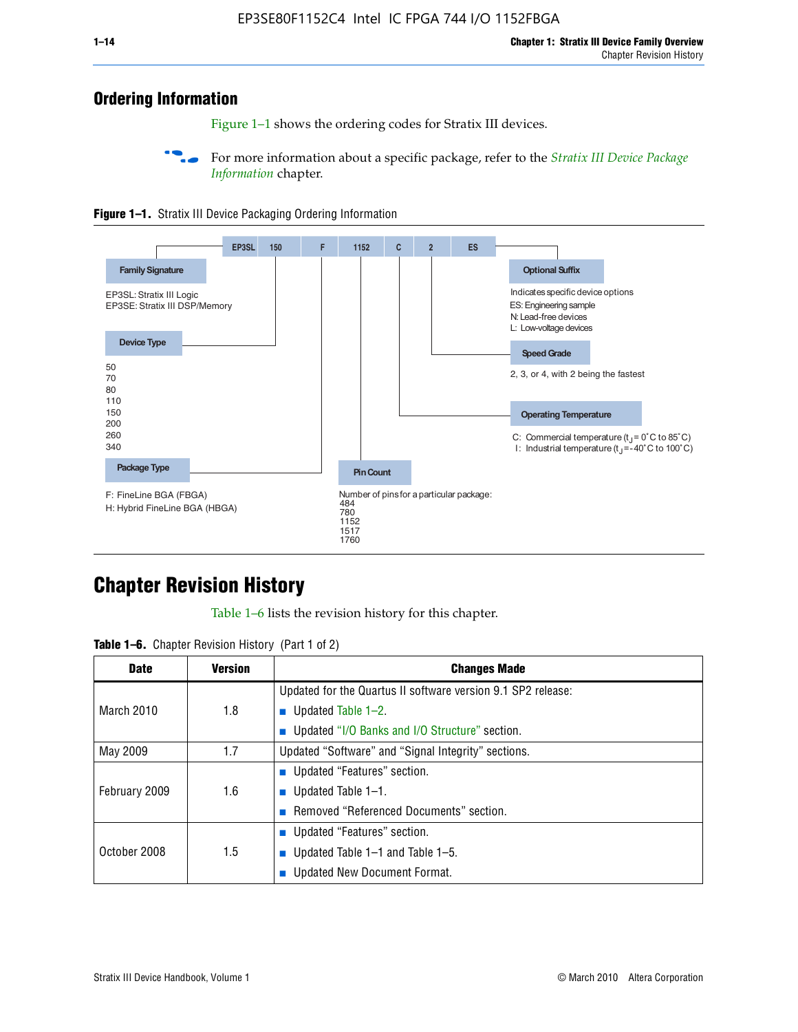## Ordering Information

Figure 1–1 shows the ordering codes for Stratix III devices.

For more information about a specific package, refer to the *Stratix III Device Package Information* chapter.

**Figure 1–1.** Stratix III Device Packaging Ordering Information

EP3SL | 150 | F | 1152 | C | 2 | ES

**Family Signature**

EP3SL: Stratix III Logic
EP3SE: Stratix III DSP/Memory

**Device Type**

50
70
80
110
150
200
260
340

**Package Type**

F: FineLine BGA (FBGA)
H: Hybrid FineLine BGA (HBGA)

**Pin Count**

Number of pins for a particular package:
484
780
1152
1517
1760

**Operating Temperature**

C: Commercial temperature ($t_J$ = 0˚C to 85˚C)
I: Industrial temperature ($t_J$ = -40˚C to 100˚C)

**Speed Grade**

2, 3, or 4, with 2 being the fastest

**Optional Suffix**

Indicates specific device options
ES: Engineering sample
N: Lead-free devices
L: Low-voltage devices

## Chapter Revision History

Table 1–6 lists the revision history for this chapter.

**Table 1–6.** Chapter Revision History (Part 1 of 2)

| Date | Version | Changes Made |
|---|---|---|
| March 2010 | 1.8 | Updated for the Quartus II software version 9.1 SP2 release:<br>■ Updated Table 1–2.<br>■ Updated "I/O Banks and I/O Structure" section. |
| May 2009 | 1.7 | Updated "Software" and "Signal Integrity" sections. |
| February 2009 | 1.6 | ■ Updated "Features" section.<br>■ Updated Table 1–1.<br>■ Removed "Referenced Documents" section. |
| October 2008 | 1.5 | ■ Updated "Features" section.<br>■ Updated Table 1–1 and Table 1–5.<br>■ Updated New Document Format. |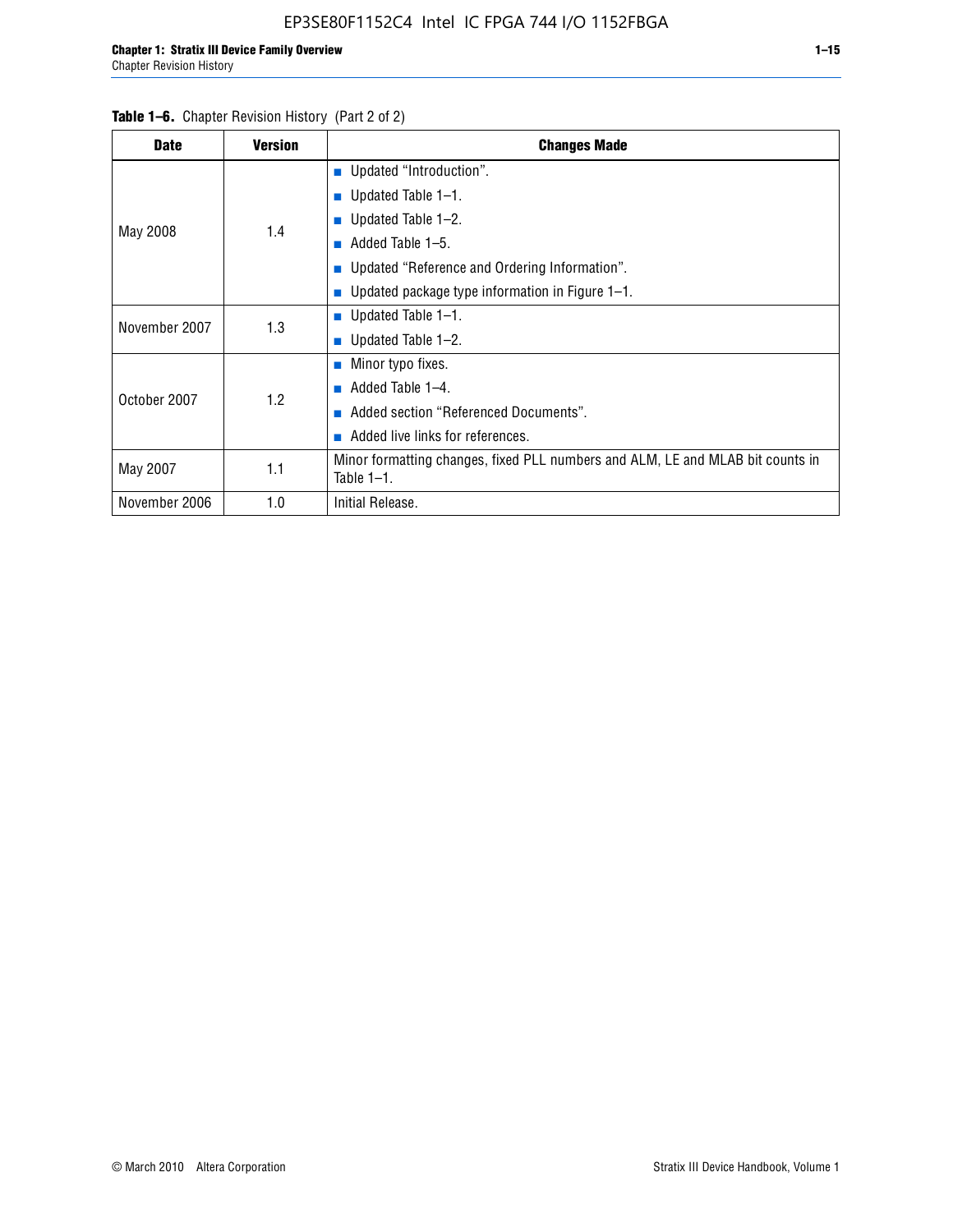**Table 1–6.** Chapter Revision History (Part 2 of 2)

| Date | Version | Changes Made |
|---|---|---|
| May 2008 | 1.4 | ■ Updated "Introduction".<br>■ Updated Table 1–1.<br>■ Updated Table 1–2.<br>■ Added Table 1–5.<br>■ Updated "Reference and Ordering Information".<br>■ Updated package type information in Figure 1–1. |
| November 2007 | 1.3 | ■ Updated Table 1–1.<br>■ Updated Table 1–2. |
| October 2007 | 1.2 | ■ Minor typo fixes.<br>■ Added Table 1–4.<br>■ Added section "Referenced Documents".<br>■ Added live links for references. |
| May 2007 | 1.1 | Minor formatting changes, fixed PLL numbers and ALM, LE and MLAB bit counts in Table 1–1. |
| November 2006 | 1.0 | Initial Release. |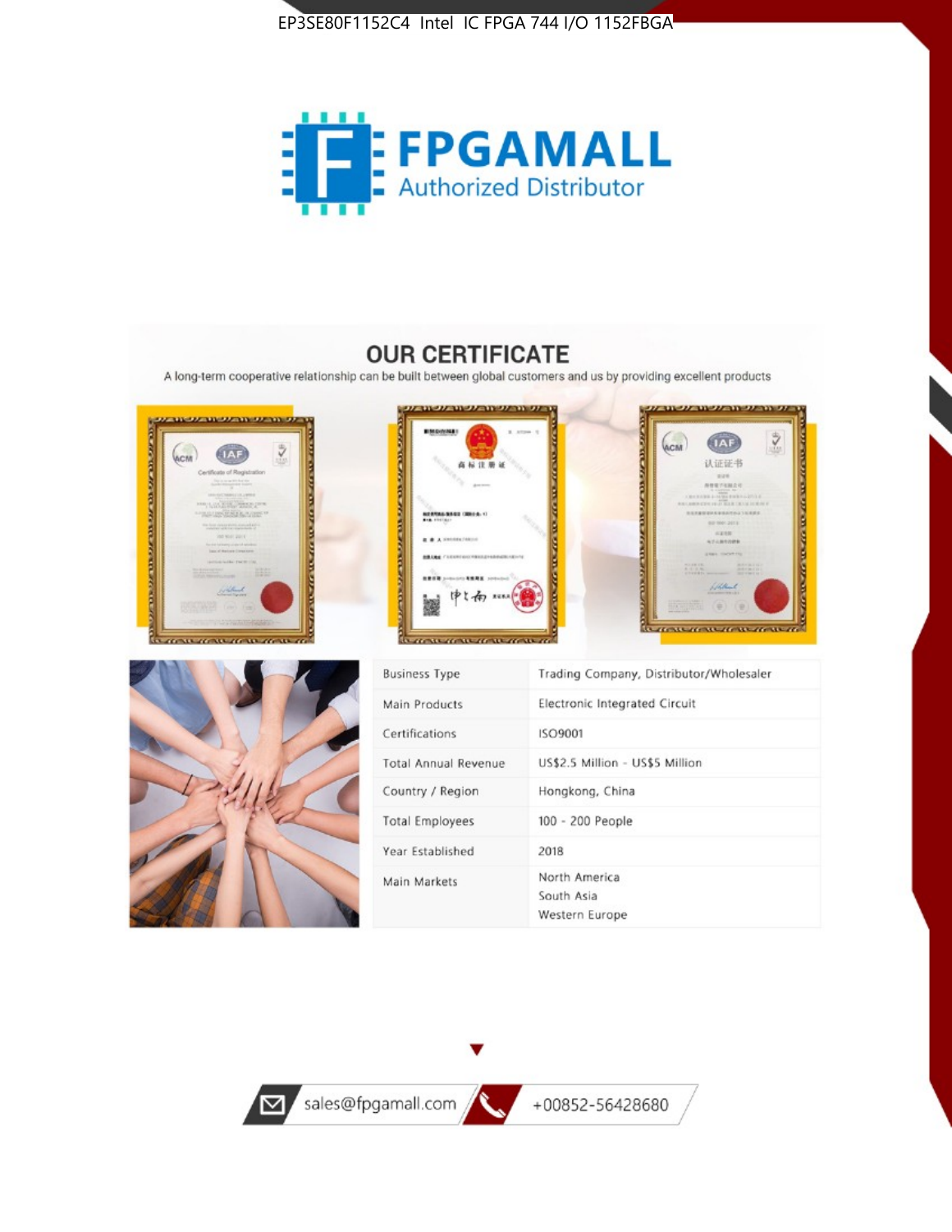FPGAMALL

Authorized Distributor

## OUR CERTIFICATE

A long-term cooperative relationship can be built between global customers and us by providing excellent products

| | |
|---|---|
| Business Type | Trading Company, Distributor/Wholesaler |
| Main Products | Electronic Integrated Circuit |
| Certifications | ISO9001 |
| Total Annual Revenue | US$2.5 Million - US$5 Million |
| Country / Region | Hongkong, China |
| Total Employees | 100 - 200 People |
| Year Established | 2018 |
| Main Markets | North America<br>South Asia<br>Western Europe |

sales@fpgamall.com

+00852-56428680